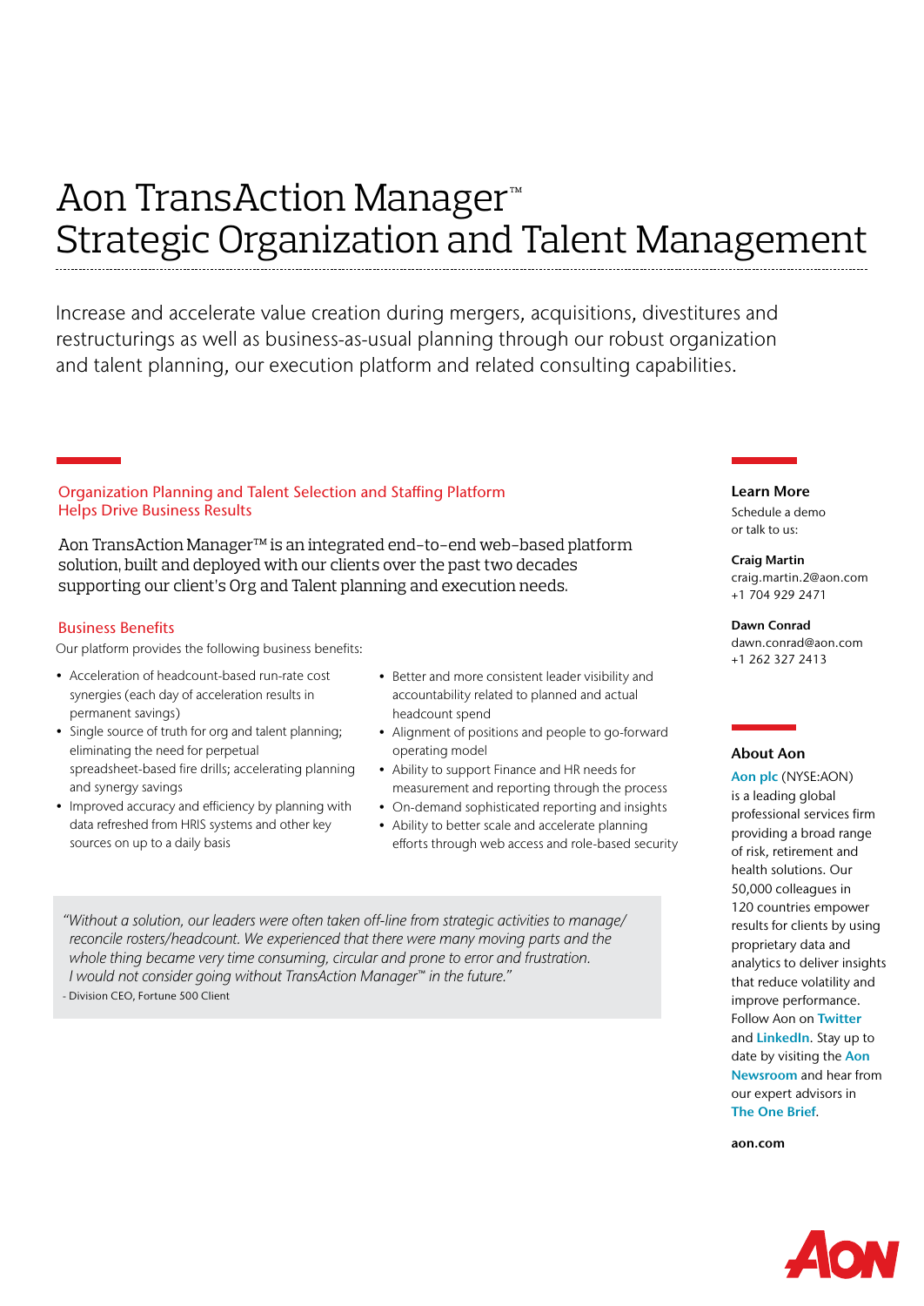# Aon TransAction Manager™ Strategic Organization and Talent Management

Increase and accelerate value creation during mergers, acquisitions, divestitures and restructurings as well as business-as-usual planning through our robust organization and talent planning, our execution platform and related consulting capabilities.

## Organization Planning and Talent Selection and Staffing Platform Helps Drive Business Results

Aon TransAction Manager™ is an integrated end-to-end web-based platform solution, built and deployed with our clients over the past two decades supporting our client's Org and Talent planning and execution needs.

### Business Benefits

Our platform provides the following business benefits:

- Acceleration of headcount-based run-rate cost synergies (each day of acceleration results in permanent savings)
- Single source of truth for org and talent planning; eliminating the need for perpetual spreadsheet-based fire drills; accelerating planning and synergy savings
- Improved accuracy and efficiency by planning with data refreshed from HRIS systems and other key sources on up to a daily basis
- Better and more consistent leader visibility and accountability related to planned and actual headcount spend
- Alignment of positions and people to go-forward operating model
- Ability to support Finance and HR needs for measurement and reporting through the process
- On-demand sophisticated reporting and insights
- Ability to better scale and accelerate planning efforts through web access and role-based security

> *"Without a solution, our leaders were often taken off-line from strategic activities to manage/ reconcile rosters/headcount. We experienced that there were many moving parts and the whole thing became very time consuming, circular and prone to error and frustration. I would not consider going without TransAction Manager™ in the future."*
>
> \- Division CEO, Fortune 500 Client

### Learn More

Schedule a demo or talk to us:

**Craig Martin**
craig.martin.2@aon.com
+1 704 929 2471

**Dawn Conrad**
dawn.conrad@aon.com
+1 262 327 2413

### About Aon

**Aon plc** (NYSE:AON) is a leading global professional services firm providing a broad range of risk, retirement and health solutions. Our 50,000 colleagues in 120 countries empower results for clients by using proprietary data and analytics to deliver insights that reduce volatility and improve performance. Follow Aon on **Twitter** and **LinkedIn**. Stay up to date by visiting the **Aon Newsroom** and hear from our expert advisors in **The One Brief**.

**aon.com**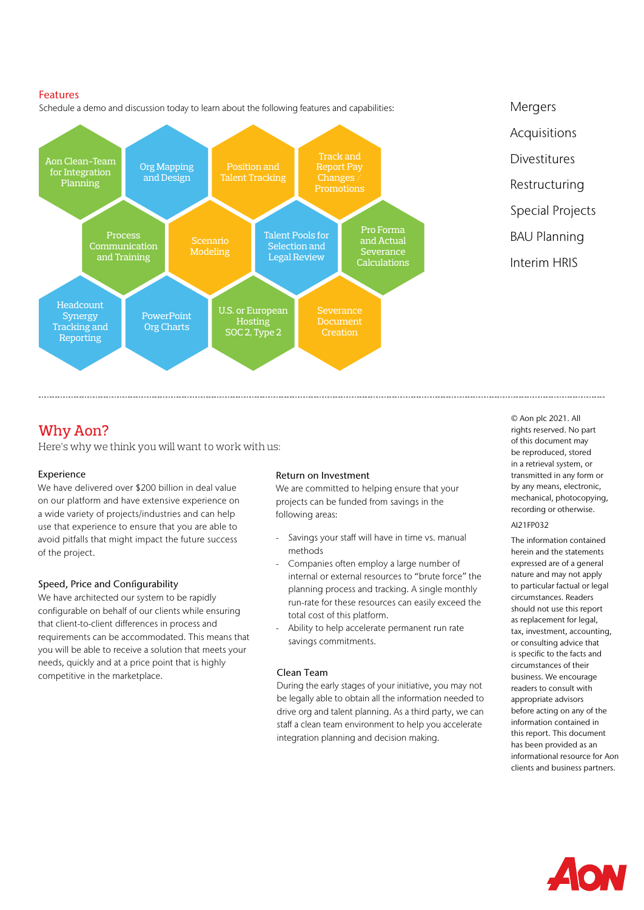## Features

Schedule a demo and discussion today to learn about the following features and capabilities:

- Aon Clean-Team for Integration Planning
- Org Mapping and Design
- Position and Talent Tracking
- Track and Report Pay Changes / Promotions
- Process Communication and Training
- Scenario Modeling
- Talent Pools for Selection and Legal Review
- Pro Forma and Actual Severance Calculations
- Headcount Synergy Tracking and Reporting
- PowerPoint Org Charts
- U.S. or European Hosting SOC 2, Type 2
- Severance Document Creation

Mergers

Acquisitions

Divestitures

Restructuring

Special Projects

BAU Planning

Interim HRIS

## Why Aon?

Here's why we think you will want to work with us:

### Experience

We have delivered over $200 billion in deal value on our platform and have extensive experience on a wide variety of projects/industries and can help use that experience to ensure that you are able to avoid pitfalls that might impact the future success of the project.

### Speed, Price and Configurability

We have architected our system to be rapidly configurable on behalf of our clients while ensuring that client-to-client differences in process and requirements can be accommodated. This means that you will be able to receive a solution that meets your needs, quickly and at a price point that is highly competitive in the marketplace.

### Return on Investment

We are committed to helping ensure that your projects can be funded from savings in the following areas:

- Savings your staff will have in time vs. manual methods
- Companies often employ a large number of internal or external resources to "brute force" the planning process and tracking. A single monthly run-rate for these resources can easily exceed the total cost of this platform.
- Ability to help accelerate permanent run rate savings commitments.

### Clean Team

During the early stages of your initiative, you may not be legally able to obtain all the information needed to drive org and talent planning. As a third party, we can staff a clean team environment to help you accelerate integration planning and decision making.

© Aon plc 2021. All rights reserved. No part of this document may be reproduced, stored in a retrieval system, or transmitted in any form or by any means, electronic, mechanical, photocopying, recording or otherwise.

AI21FP032

The information contained herein and the statements expressed are of a general nature and may not apply to particular factual or legal circumstances. Readers should not use this report as replacement for legal, tax, investment, accounting, or consulting advice that is specific to the facts and circumstances of their business. We encourage readers to consult with appropriate advisors before acting on any of the information contained in this report. This document has been provided as an informational resource for Aon clients and business partners.

AON